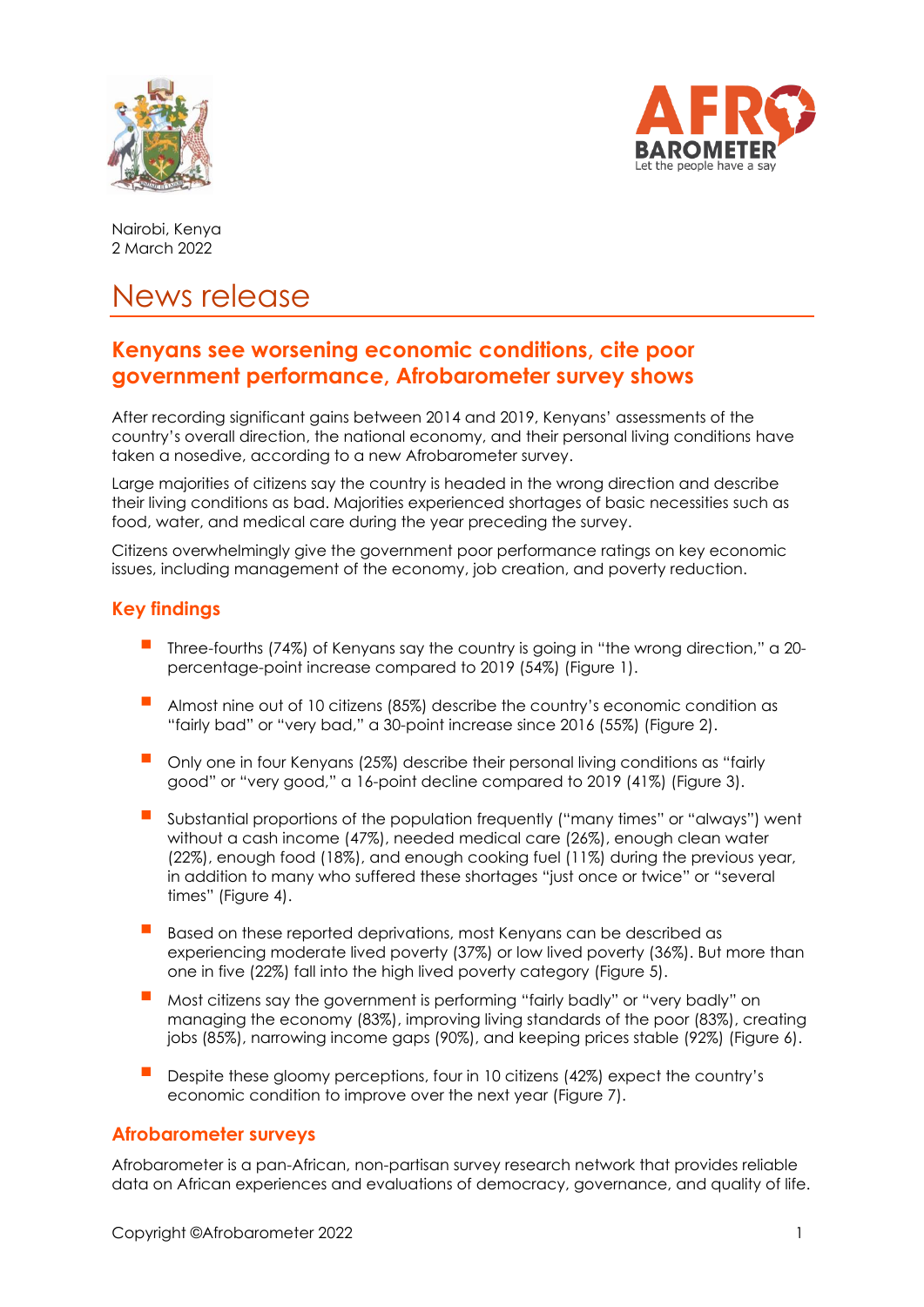Nairobi, Kenya
2 March 2022

# News release

## Kenyans see worsening economic conditions, cite poor government performance, Afrobarometer survey shows

After recording significant gains between 2014 and 2019, Kenyans' assessments of the country's overall direction, the national economy, and their personal living conditions have taken a nosedive, according to a new Afrobarometer survey.

Large majorities of citizens say the country is headed in the wrong direction and describe their living conditions as bad. Majorities experienced shortages of basic necessities such as food, water, and medical care during the year preceding the survey.

Citizens overwhelmingly give the government poor performance ratings on key economic issues, including management of the economy, job creation, and poverty reduction.

### Key findings

- Three-fourths (74%) of Kenyans say the country is going in "the wrong direction," a 20-percentage-point increase compared to 2019 (54%) (Figure 1).
- Almost nine out of 10 citizens (85%) describe the country's economic condition as "fairly bad" or "very bad," a 30-point increase since 2016 (55%) (Figure 2).
- Only one in four Kenyans (25%) describe their personal living conditions as "fairly good" or "very good," a 16-point decline compared to 2019 (41%) (Figure 3).
- Substantial proportions of the population frequently ("many times" or "always") went without a cash income (47%), needed medical care (26%), enough clean water (22%), enough food (18%), and enough cooking fuel (11%) during the previous year, in addition to many who suffered these shortages "just once or twice" or "several times" (Figure 4).
- Based on these reported deprivations, most Kenyans can be described as experiencing moderate lived poverty (37%) or low lived poverty (36%). But more than one in five (22%) fall into the high lived poverty category (Figure 5).
- Most citizens say the government is performing "fairly badly" or "very badly" on managing the economy (83%), improving living standards of the poor (83%), creating jobs (85%), narrowing income gaps (90%), and keeping prices stable (92%) (Figure 6).
- Despite these gloomy perceptions, four in 10 citizens (42%) expect the country's economic condition to improve over the next year (Figure 7).

### Afrobarometer surveys

Afrobarometer is a pan-African, non-partisan survey research network that provides reliable data on African experiences and evaluations of democracy, governance, and quality of life.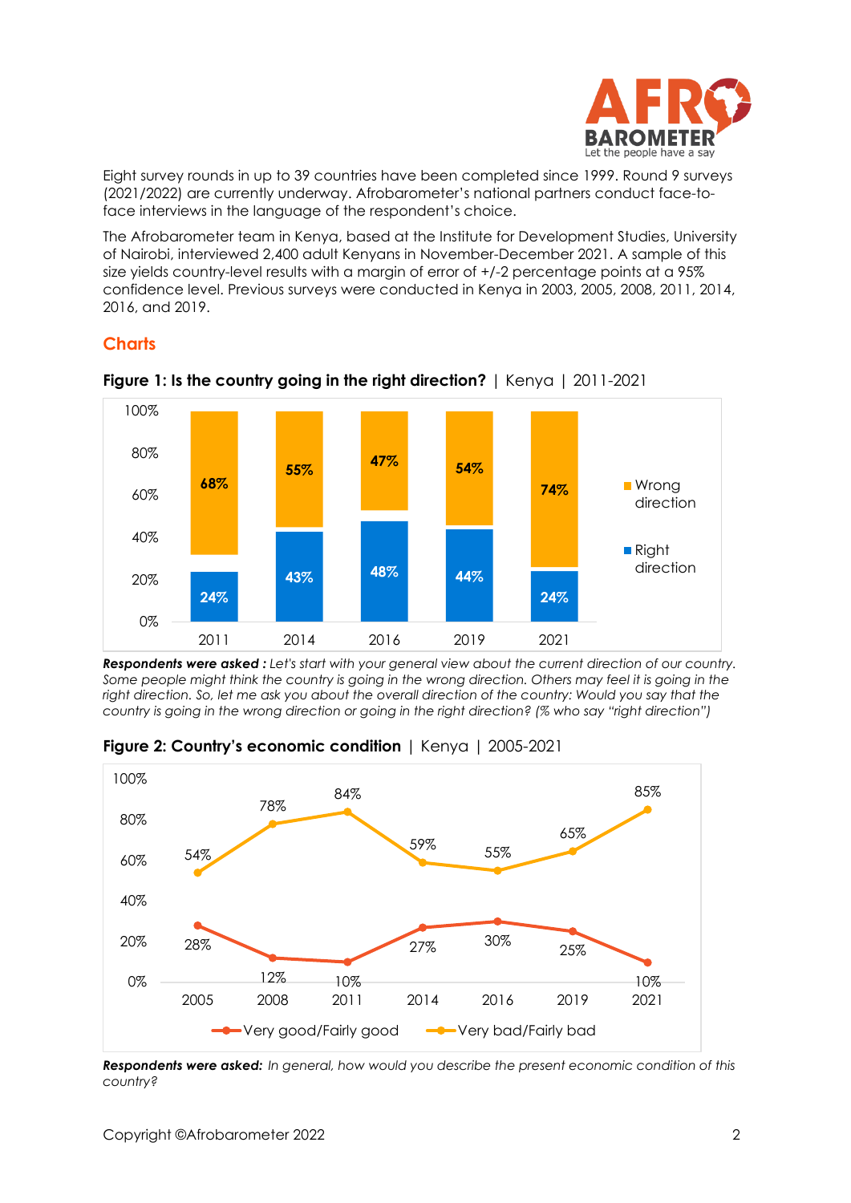Eight survey rounds in up to 39 countries have been completed since 1999. Round 9 surveys (2021/2022) are currently underway. Afrobarometer's national partners conduct face-to-face interviews in the language of the respondent's choice.

The Afrobarometer team in Kenya, based at the Institute for Development Studies, University of Nairobi, interviewed 2,400 adult Kenyans in November-December 2021. A sample of this size yields country-level results with a margin of error of +/-2 percentage points at a 95% confidence level. Previous surveys were conducted in Kenya in 2003, 2005, 2008, 2011, 2014, 2016, and 2019.

## Charts

**Figure 1: Is the country going in the right direction?** | Kenya | 2011-2021

| | 2011 | 2014 | 2016 | 2019 | 2021 |
|---|---|---|---|---|---|
| Wrong direction | 68% | 55% | 47% | 54% | 74% |
| Right direction | 24% | 43% | 48% | 44% | 24% |

***Respondents were asked :*** *Let's start with your general view about the current direction of our country. Some people might think the country is going in the wrong direction. Others may feel it is going in the right direction. So, let me ask you about the overall direction of the country: Would you say that the country is going in the wrong direction or going in the right direction? (% who say "right direction")*

**Figure 2: Country's economic condition** | Kenya | 2005-2021

| | 2005 | 2008 | 2011 | 2014 | 2016 | 2019 | 2021 |
|---|---|---|---|---|---|---|---|
| Very good/Fairly good | 28% | 12% | 10% | 27% | 30% | 25% | 10% |
| Very bad/Fairly bad | 54% | 78% | 84% | 59% | 55% | 65% | 85% |

***Respondents were asked:*** *In general, how would you describe the present economic condition of this country?*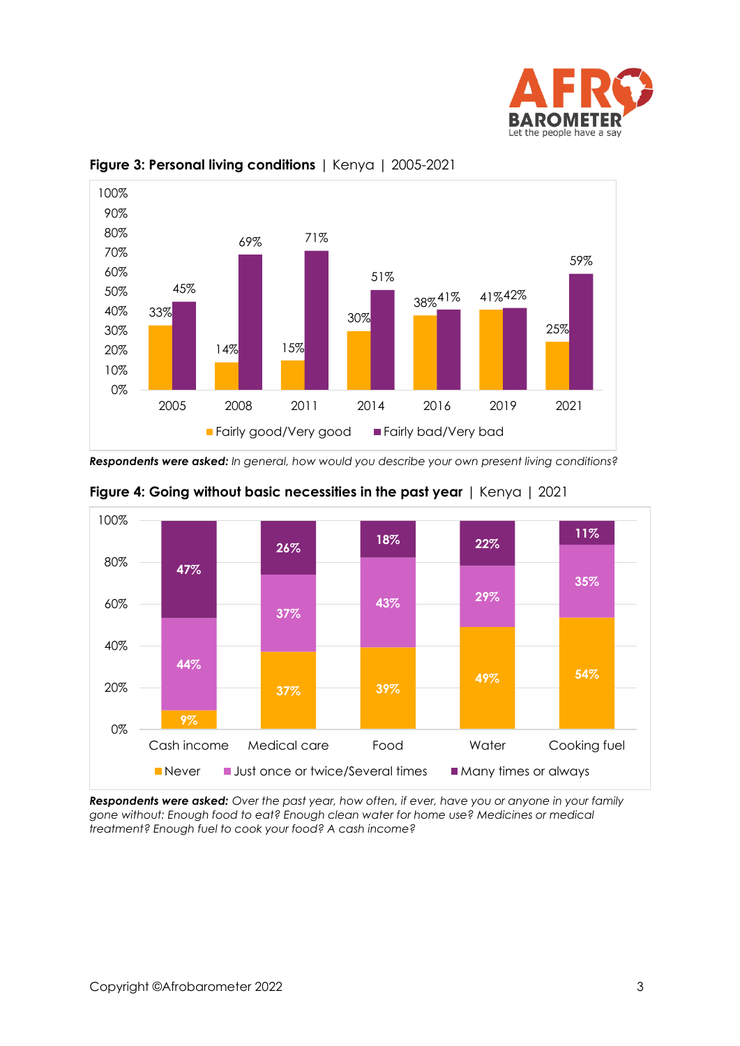**Figure 3: Personal living conditions** | Kenya | 2005-2021

| | 2005 | 2008 | 2011 | 2014 | 2016 | 2019 | 2021 |
|---|---|---|---|---|---|---|---|
| Fairly good/Very good | 33% | 14% | 15% | 30% | 38% | 41% | 25% |
| Fairly bad/Very bad | 45% | 69% | 71% | 51% | 41% | 42% | 59% |

***Respondents were asked:*** *In general, how would you describe your own present living conditions?*

**Figure 4: Going without basic necessities in the past year** | Kenya | 2021

| | Cash income | Medical care | Food | Water | Cooking fuel |
|---|---|---|---|---|---|
| Never | 9% | 37% | 39% | 49% | 54% |
| Just once or twice/Several times | 44% | 37% | 43% | 29% | 35% |
| Many times or always | 47% | 26% | 18% | 22% | 11% |

***Respondents were asked:*** *Over the past year, how often, if ever, have you or anyone in your family gone without: Enough food to eat? Enough clean water for home use? Medicines or medical treatment? Enough fuel to cook your food? A cash income?*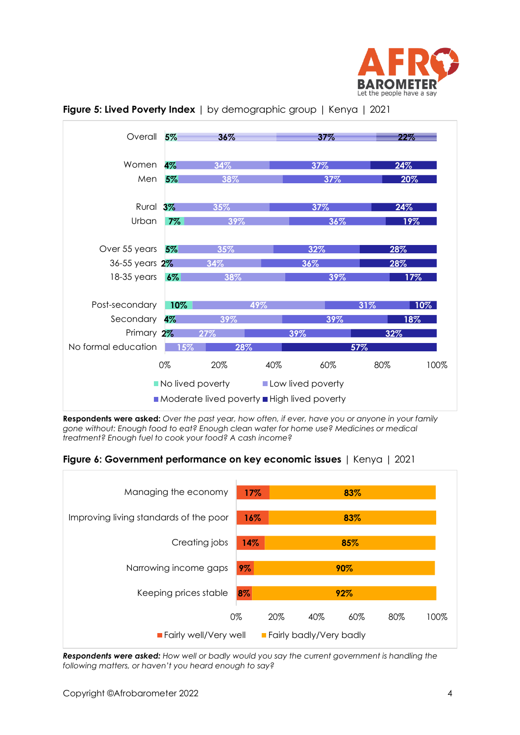**Figure 5: Lived Poverty Index** | by demographic group | Kenya | 2021

| | No lived poverty | Low lived poverty | Moderate lived poverty | High lived poverty |
|---|---|---|---|---|
| Overall | 5% | 36% | 37% | 22% |
| Women | 4% | 34% | 37% | 24% |
| Men | 5% | 38% | 37% | 20% |
| Rural | 3% | 35% | 37% | 24% |
| Urban | 7% | 39% | 36% | 19% |
| Over 55 years | 5% | 35% | 32% | 28% |
| 36-55 years | 2% | 34% | 36% | 28% |
| 18-35 years | 6% | 38% | 39% | 17% |
| Post-secondary | 10% | 49% | 31% | 10% |
| Secondary | 4% | 39% | 39% | 18% |
| Primary | 2% | 27% | 39% | 32% |
| No formal education | | 15% | 28% | 57% |

**Respondents were asked:** *Over the past year, how often, if ever, have you or anyone in your family gone without: Enough food to eat? Enough clean water for home use? Medicines or medical treatment? Enough fuel to cook your food? A cash income?*

**Figure 6: Government performance on key economic issues** | Kenya | 2021

| | Fairly well/Very well | Fairly badly/Very badly |
|---|---|---|
| Managing the economy | 17% | 83% |
| Improving living standards of the poor | 16% | 83% |
| Creating jobs | 14% | 85% |
| Narrowing income gaps | 9% | 90% |
| Keeping prices stable | 8% | 92% |

***Respondents were asked:*** *How well or badly would you say the current government is handling the following matters, or haven't you heard enough to say?*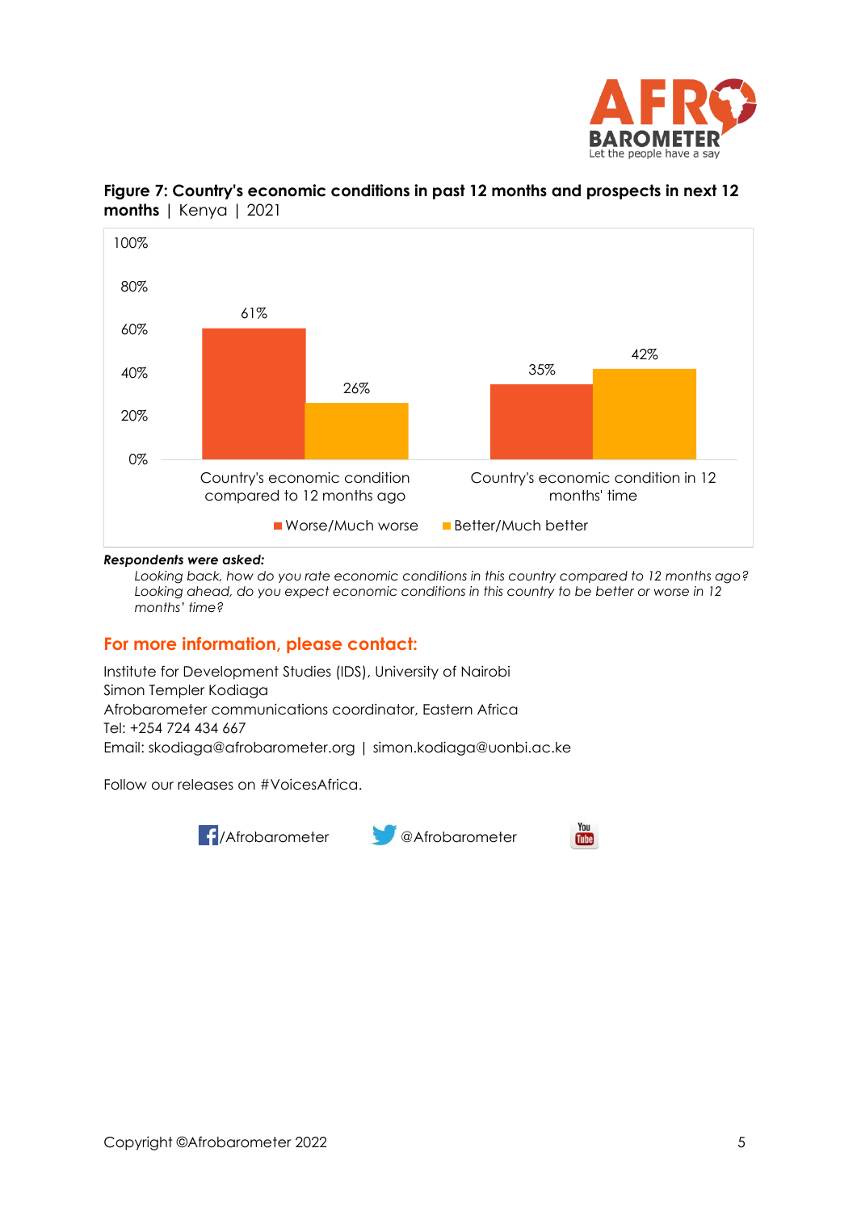**Figure 7: Country's economic conditions in past 12 months and prospects in next 12 months** | Kenya | 2021

100%
80%
60%
40%
20%
0%

61%
26%
35%
42%

Country's economic condition compared to 12 months ago
Country's economic condition in 12 months' time

Worse/Much worse
Better/Much better

***Respondents were asked:***

*Looking back, how do you rate economic conditions in this country compared to 12 months ago? Looking ahead, do you expect economic conditions in this country to be better or worse in 12 months' time?*

## For more information, please contact:

Institute for Development Studies (IDS), University of Nairobi
Simon Templer Kodiaga
Afrobarometer communications coordinator, Eastern Africa
Tel: +254 724 434 667
Email: skodiaga@afrobarometer.org | simon.kodiaga@uonbi.ac.ke

Follow our releases on #VoicesAfrica.

/Afrobarometer @Afrobarometer

Copyright ©Afrobarometer 2022